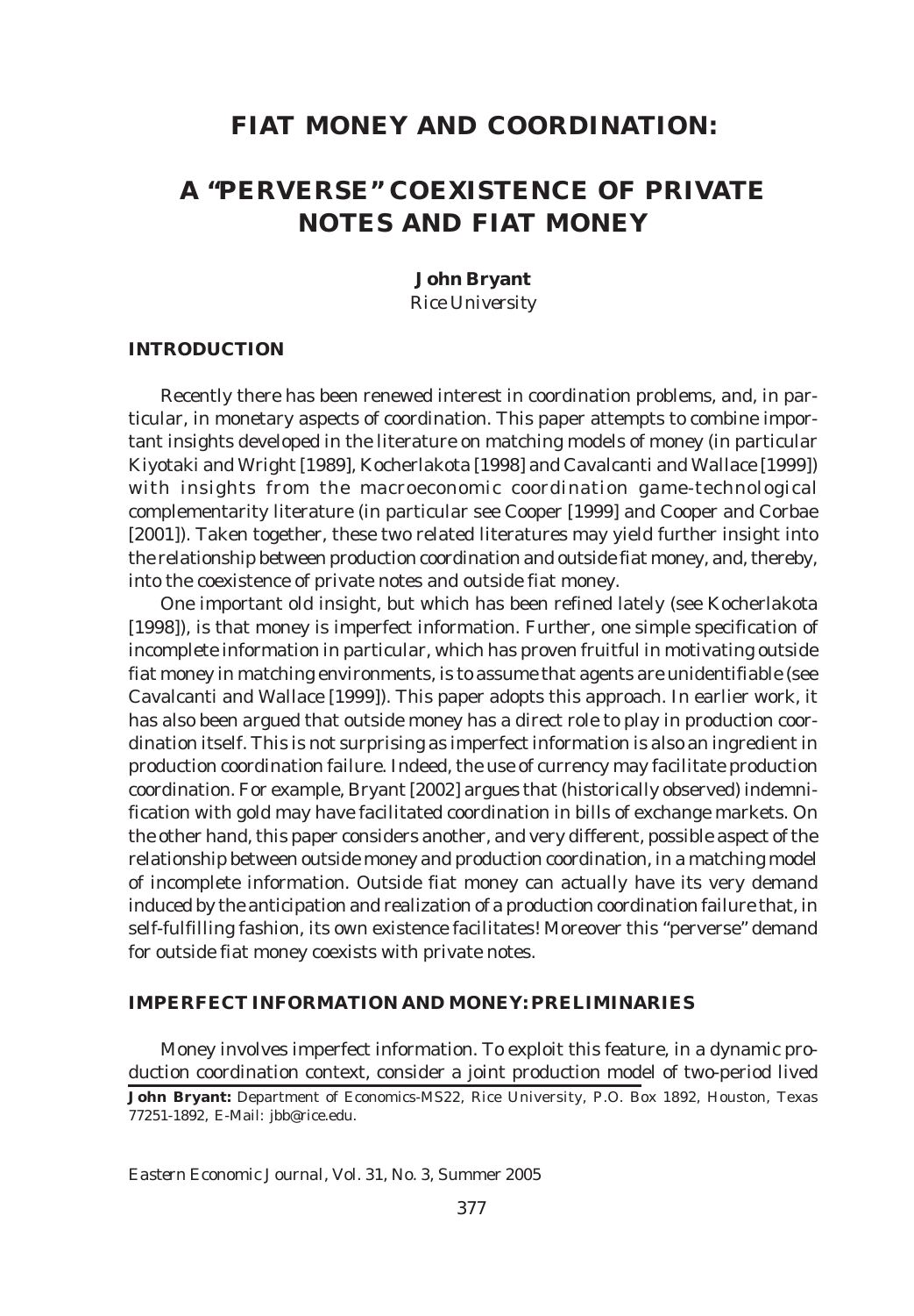# FIAT MONEY AND COORDINATION:

# A "PERVERSE" COEXISTENCE OF PRIVATE NOTES AND FIAT MONEY

**John Bryant**

*Rice University*

## INTRODUCTION

Recently there has been renewed interest in coordination problems, and, in particular, in monetary aspects of coordination. This paper attempts to combine important insights developed in the literature on matching models of money (in particular Kiyotaki and Wright [1989], Kocherlakota [1998] and Cavalcanti and Wallace [1999]) with insights from the macroeconomic coordination game-technological complementarity literature (in particular see Cooper [1999] and Cooper and Corbae [2001]). Taken together, these two related literatures may yield further insight into the relationship between production coordination and outside fiat money, and, thereby, into the coexistence of private notes and outside fiat money.

One important old insight, but which has been refined lately (see Kocherlakota [1998]), is that money is imperfect information. Further, one simple specification of incomplete information in particular, which has proven fruitful in motivating outside fiat money in matching environments, is to assume that agents are unidentifiable (see Cavalcanti and Wallace [1999]). This paper adopts this approach. In earlier work, it has also been argued that outside money has a direct role to play in production coordination itself. This is not surprising as imperfect information is also an ingredient in production coordination failure. Indeed, the use of currency may facilitate production coordination. For example, Bryant [2002] argues that (historically observed) indemnification with gold may have facilitated coordination in bills of exchange markets. On the other hand, this paper considers another, and very different, possible aspect of the relationship between outside money and production coordination, in a matching model of incomplete information. Outside fiat money can actually have its very demand induced by the anticipation and realization of a production coordination failure that, in self-fulfilling fashion, its own existence facilitates! Moreover this "perverse" demand for outside fiat money coexists with private notes.

## IMPERFECT INFORMATION AND MONEY: PRELIMINARIES

Money involves imperfect information. To exploit this feature, in a dynamic production coordination context, consider a joint production model of two-period lived

**John Bryant:** Department of Economics-MS22, Rice University, P.O. Box 1892, Houston, Texas 77251-1892, E-Mail: jbb@rice.edu.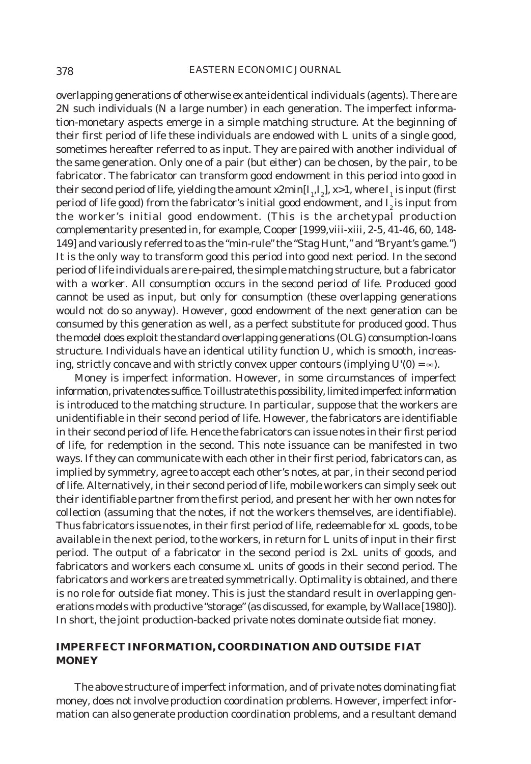overlapping generations of otherwise ex ante identical individuals (agents). There are 2N such individuals (N a large number) in each generation. The imperfect information-monetary aspects emerge in a simple matching structure. At the beginning of their first period of life these individuals are endowed with L units of a single good, sometimes hereafter referred to as input. They are paired with another individual of the same generation. Only one of a pair (but either) can be chosen, by the pair, to be fabricator. The fabricator can transform good endowment in this period into good in their second period of life, yielding the amount $x2\min[I_1,I_2]$, $x>1$, where $I_1$ is input (first period of life good) from the fabricator's initial good endowment, and $I_2$ is input from the worker's initial good endowment. (This is the archetypal production complementarity presented in, for example, Cooper [1999,viii-xiii, 2-5, 41-46, 60, 148-149] and variously referred to as the "min-rule" the "Stag Hunt," and "Bryant's game.") It is the only way to transform good this period into good next period. In the second period of life individuals are re-paired, the simple matching structure, but a fabricator with a worker. All consumption occurs in the second period of life. Produced good cannot be used as input, but only for consumption (these overlapping generations would not do so anyway). However, good endowment of the next generation can be consumed by this generation as well, as a perfect substitute for produced good. Thus the model does exploit the standard overlapping generations (OLG) consumption-loans structure. Individuals have an identical utility function U, which is smooth, increasing, strictly concave and with strictly convex upper contours (implying $U'(0) = \infty$).

Money is imperfect information. However, in some circumstances of imperfect information, private notes suffice. To illustrate this possibility, limited imperfect information is introduced to the matching structure. In particular, suppose that the workers are unidentifiable in their second period of life. However, the fabricators are identifiable in their second period of life. Hence the fabricators can issue notes in their first period of life, for redemption in the second. This note issuance can be manifested in two ways. If they can communicate with each other in their first period, fabricators can, as implied by symmetry, agree to accept each other's notes, at par, in their second period of life. Alternatively, in their second period of life, mobile workers can simply seek out their identifiable partner from the first period, and present her with her own notes for collection (assuming that the notes, if not the workers themselves, are identifiable). Thus fabricators issue notes, in their first period of life, redeemable for xL goods, to be available in the next period, to the workers, in return for L units of input in their first period. The output of a fabricator in the second period is 2xL units of goods, and fabricators and workers each consume xL units of goods in their second period. The fabricators and workers are treated symmetrically. Optimality is obtained, and there is no role for outside fiat money. This is just the standard result in overlapping generations models with productive "storage" (as discussed, for example, by Wallace [1980]). In short, the joint production-backed private notes dominate outside fiat money.

## IMPERFECT INFORMATION, COORDINATION AND OUTSIDE FIAT MONEY

The above structure of imperfect information, and of private notes dominating fiat money, does not involve production coordination problems. However, imperfect information can also generate production coordination problems, and a resultant demand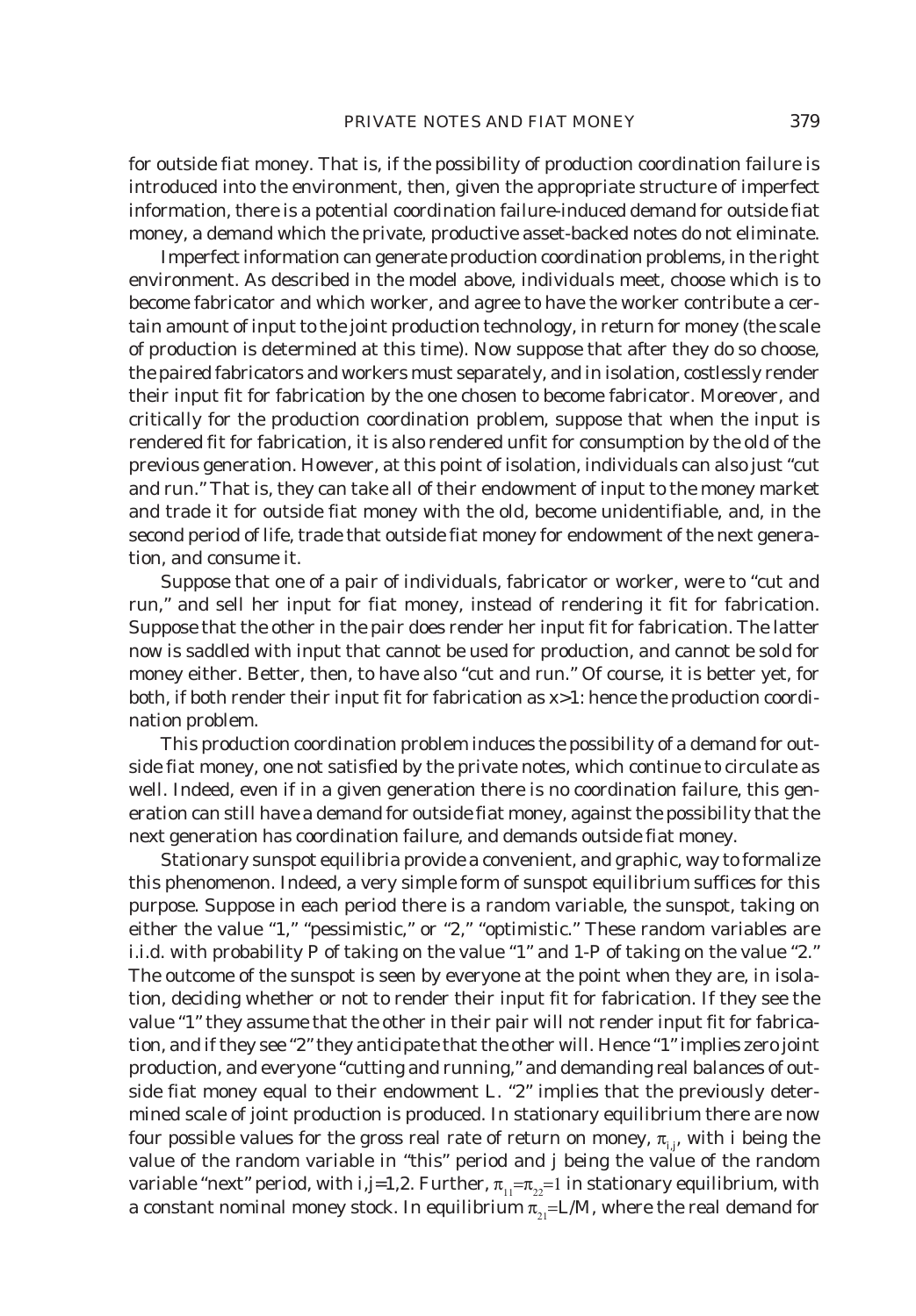for outside fiat money. That is, if the possibility of production coordination failure is introduced into the environment, then, given the appropriate structure of imperfect information, there is a potential coordination failure-induced demand for outside fiat money, a demand which the private, productive asset-backed notes do not eliminate.

Imperfect information can generate production coordination problems, in the right environment. As described in the model above, individuals meet, choose which is to become fabricator and which worker, and agree to have the worker contribute a certain amount of input to the joint production technology, in return for money (the scale of production is determined at this time). Now suppose that after they do so choose, the paired fabricators and workers must separately, and in isolation, costlessly render their input fit for fabrication by the one chosen to become fabricator. Moreover, and critically for the production coordination problem, suppose that when the input is rendered fit for fabrication, it is also rendered unfit for consumption by the old of the previous generation. However, at this point of isolation, individuals can also just "cut and run." That is, they can take all of their endowment of input to the money market and trade it for outside fiat money with the old, become unidentifiable, and, in the second period of life, trade that outside fiat money for endowment of the next generation, and consume it.

Suppose that one of a pair of individuals, fabricator or worker, were to "cut and run," and sell her input for fiat money, instead of rendering it fit for fabrication. Suppose that the other in the pair does render her input fit for fabrication. The latter now is saddled with input that cannot be used for production, and cannot be sold for money either. Better, then, to have also "cut and run." Of course, it is better yet, for both, if both render their input fit for fabrication as $x>1$: hence the production coordination problem.

This production coordination problem induces the possibility of a demand for outside fiat money, one not satisfied by the private notes, which continue to circulate as well. Indeed, even if in a given generation there is no coordination failure, this generation can still have a demand for outside fiat money, against the possibility that the next generation has coordination failure, and demands outside fiat money.

Stationary sunspot equilibria provide a convenient, and graphic, way to formalize this phenomenon. Indeed, a very simple form of sunspot equilibrium suffices for this purpose. Suppose in each period there is a random variable, the sunspot, taking on either the value "1," "pessimistic," or "2," "optimistic." These random variables are i.i.d. with probability P of taking on the value "1" and 1-P of taking on the value "2." The outcome of the sunspot is seen by everyone at the point when they are, in isolation, deciding whether or not to render their input fit for fabrication. If they see the value "1" they assume that the other in their pair will not render input fit for fabrication, and if they see "2" they anticipate that the other will. Hence "1" implies zero joint production, and everyone "cutting and running," and demanding real balances of outside fiat money equal to their endowment L. "2" implies that the previously determined scale of joint production is produced. In stationary equilibrium there are now four possible values for the gross real rate of return on money, $\pi_{i,j}$, with i being the value of the random variable in "this" period and j being the value of the random variable "next" period, with i,j=1,2. Further, $\pi_{11}=\pi_{22}=1$ in stationary equilibrium, with a constant nominal money stock. In equilibrium $\pi_{21}=L/M$, where the real demand for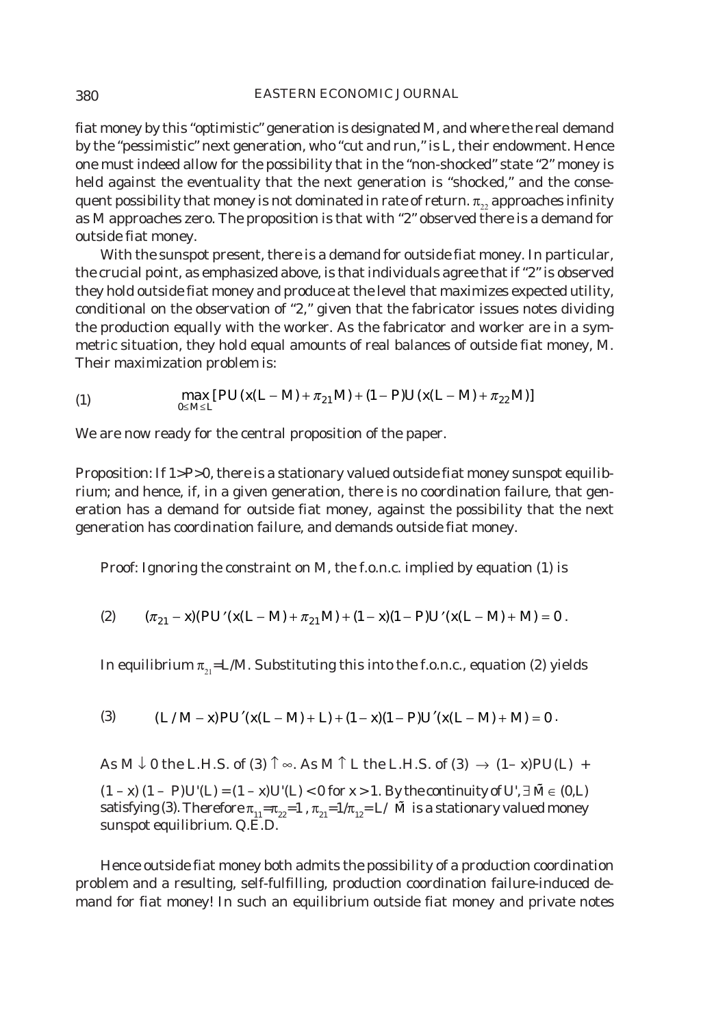fiat money by this "optimistic" generation is designated M, and where the real demand by the "pessimistic" next generation, who "cut and run," is L, their endowment. Hence one must indeed allow for the possibility that in the "non-shocked" state "2" money is held against the eventuality that the next generation is "shocked," and the consequent possibility that money is not dominated in rate of return. $\pi_{22}$ approaches infinity as M approaches zero. The proposition is that with "2" observed there is a demand for outside fiat money.

With the sunspot present, there is a demand for outside fiat money. In particular, the crucial point, as emphasized above, is that individuals agree that if "2" is observed they hold outside fiat money and produce at the level that maximizes expected utility, conditional on the observation of "2," given that the fabricator issues notes dividing the production equally with the worker. As the fabricator and worker are in a symmetric situation, they hold equal amounts of real balances of outside fiat money, M. Their maximization problem is:

$$\max_{0 \le M \le L} [PU(x(L-M)+\pi_{21}M)+(1-P)U(x(L-M)+\pi_{22}M)] \tag{1}$$

We are now ready for the central proposition of the paper.

Proposition: If 1>P>0, there is a stationary valued outside fiat money sunspot equilibrium; and hence, if, in a given generation, there is no coordination failure, that generation has a demand for outside fiat money, against the possibility that the next generation has coordination failure, and demands outside fiat money.

Proof: Ignoring the constraint on M, the f.o.n.c. implied by equation (1) is

$$(\pi_{21}-x)(PU'(x(L-M)+\pi_{21}M)+(1-x)(1-P)U'(x(L-M)+M)=0\,. \tag{2}$$

In equilibrium $\pi_{21}$=L/M. Substituting this into the f.o.n.c., equation (2) yields

$$(L/M-x)PU'(x(L-M)+L)+(1-x)(1-P)U'(x(L-M)+M)=0\,. \tag{3}$$

As $M \downarrow 0$ the L.H.S. of (3) $\uparrow \infty$. As $M \uparrow L$ the L.H.S. of (3) $\rightarrow$ $(1-x)PU(L)$ + $(1-x)(1-P)U'(L) = (1-x)U'(L) < 0$ for $x > 1$. By the continuity of U', $\exists\, \tilde{M} \in (0,L)$ satisfying (3). Therefore $\pi_{11}=\pi_{22}=1$, $\pi_{21}=1/\pi_{12}=L/\tilde{M}$ is a stationary valued money sunspot equilibrium. Q.E.D.

Hence outside fiat money both admits the possibility of a production coordination problem and a resulting, self-fulfilling, production coordination failure-induced demand for fiat money! In such an equilibrium outside fiat money and private notes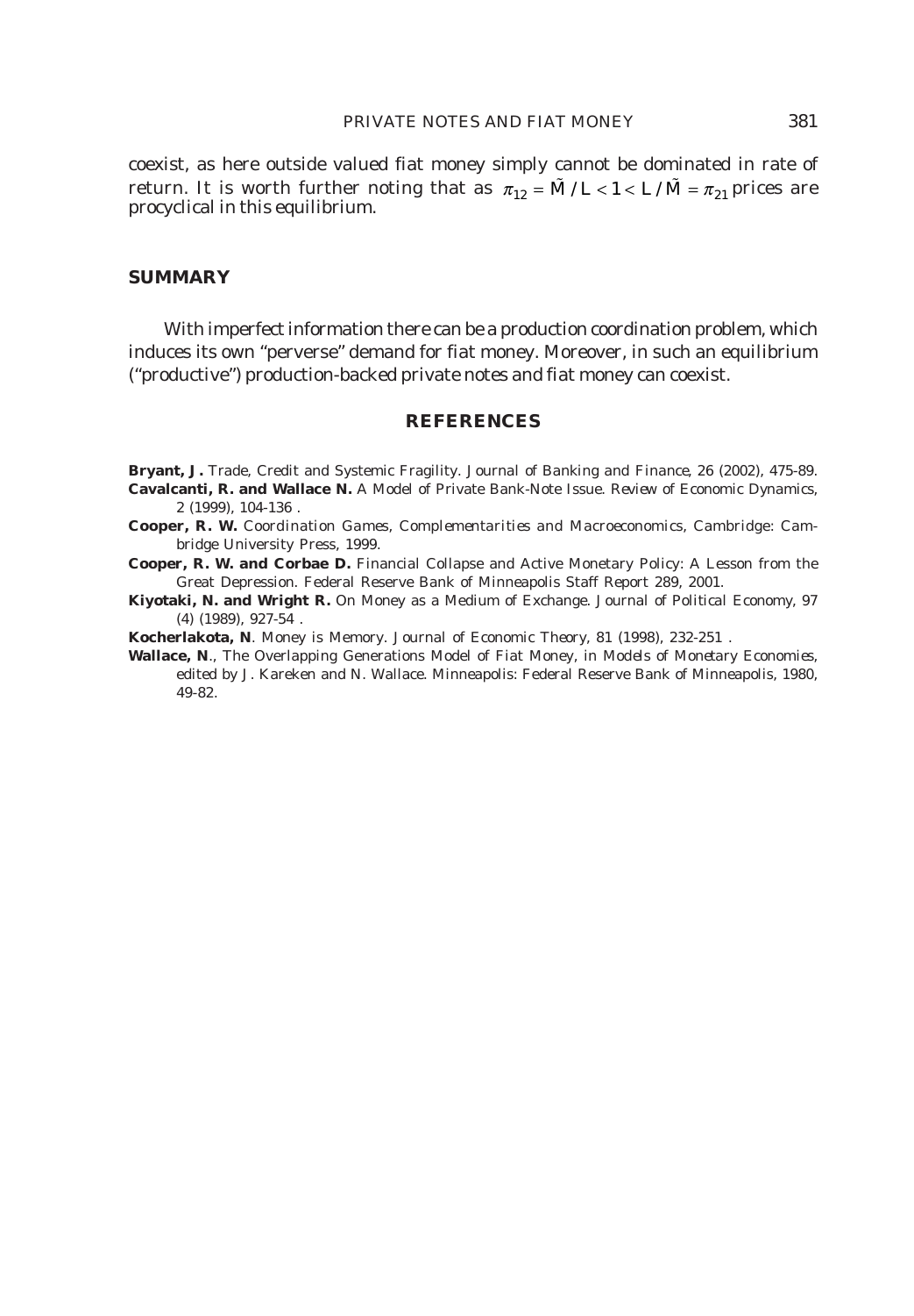coexist, as here outside valued fiat money simply cannot be dominated in rate of return. It is worth further noting that as $\pi_{12} = \tilde{M}/L < 1 < L/\tilde{M} = \pi_{21}$ prices are procyclical in this equilibrium.

## SUMMARY

With imperfect information there can be a production coordination problem, which induces its own "perverse" demand for fiat money. Moreover, in such an equilibrium ("productive") production-backed private notes and fiat money can coexist.

## REFERENCES

**Bryant, J.** Trade, Credit and Systemic Fragility. *Journal of Banking and Finance*, 26 (2002), 475-89.

**Cavalcanti, R. and Wallace N.** A Model of Private Bank-Note Issue. *Review of Economic Dynamics*, 2 (1999), 104-136 .

**Cooper, R. W.** *Coordination Games, Complementarities and Macroeconomics*, Cambridge: Cambridge University Press, 1999.

**Cooper, R. W. and Corbae D.** Financial Collapse and Active Monetary Policy: A Lesson from the Great Depression. Federal Reserve Bank of Minneapolis Staff Report 289, 2001.

**Kiyotaki, N. and Wright R.** On Money as a Medium of Exchange. *Journal of Political Economy*, 97 (4) (1989), 927-54 .

**Kocherlakota, N**. Money is Memory. *Journal of Economic Theory*, 81 (1998), 232-251 .

**Wallace, N**., The Overlapping Generations Model of Fiat Money, in *Models of Monetary Economies*, edited by J. Kareken and N. Wallace. Minneapolis: Federal Reserve Bank of Minneapolis, 1980, 49-82.